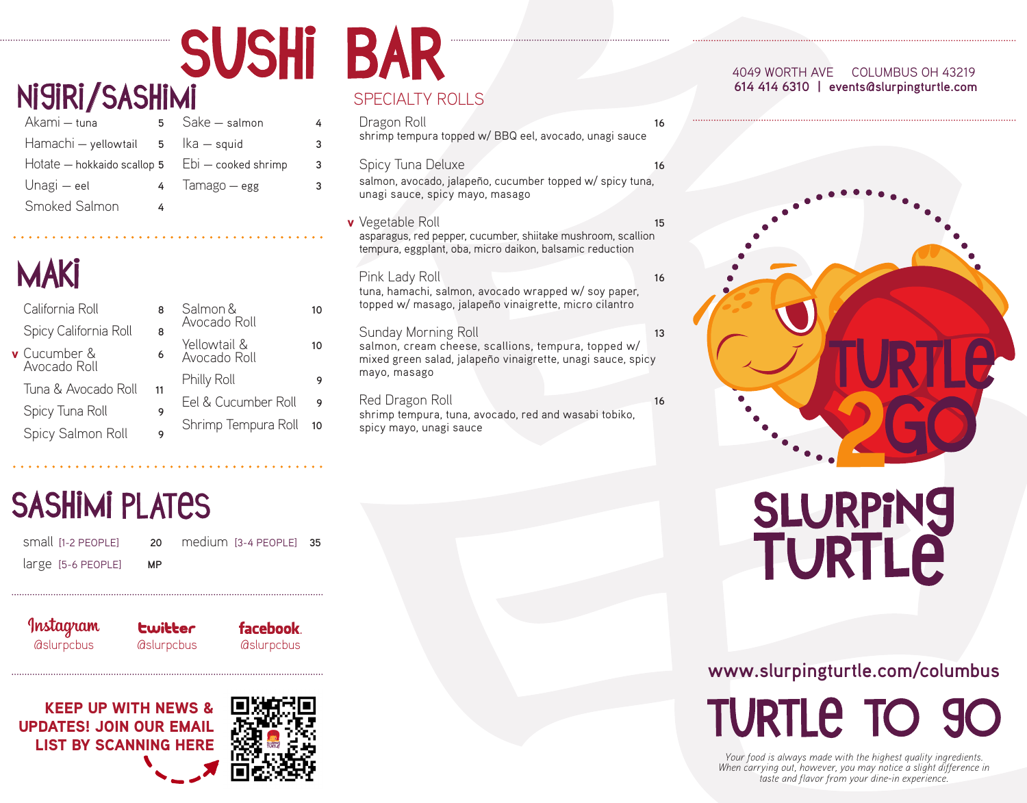# SUSHI BAR

## NIGIRI/SASHIMI

| Item | Price |
|---|---|
| Akami — tuna | 5 |
| Hamachi — yellowtail | 5 |
| Hotate — hokkaido scallop | 5 |
| Unagi — eel | 4 |
| Smoked Salmon | 4 |
| Sake — salmon | 4 |
| Ika — squid | 3 |
| Ebi — cooked shrimp | 3 |
| Tamago — egg | 3 |

## MAKI

| Item | Price |
|---|---|
| California Roll | 8 |
| Spicy California Roll | 8 |
| v Cucumber & Avocado Roll | 6 |
| Tuna & Avocado Roll | 11 |
| Spicy Tuna Roll | 9 |
| Spicy Salmon Roll | 9 |
| Salmon & Avocado Roll | 10 |
| Yellowtail & Avocado Roll | 10 |
| Philly Roll | 9 |
| Eel & Cucumber Roll | 9 |
| Shrimp Tempura Roll | 10 |

## SASHIMI PLATES

| Size | Price |
|---|---|
| small [1-2 PEOPLE] | 20 |
| medium [3-4 PEOPLE] | 35 |
| large [5-6 PEOPLE] | MP |

Instagram @slurpcbus
twitter @slurpcbus
facebook. @slurpcbus

**KEEP UP WITH NEWS & UPDATES! JOIN OUR EMAIL LIST BY SCANNING HERE**

## SPECIALTY ROLLS

**Dragon Roll** 16
shrimp tempura topped w/ BBQ eel, avocado, unagi sauce

**Spicy Tuna Deluxe** 16
salmon, avocado, jalapeño, cucumber topped w/ spicy tuna, unagi sauce, spicy mayo, masago

**v Vegetable Roll** 15
asparagus, red pepper, cucumber, shiitake mushroom, scallion tempura, eggplant, oba, micro daikon, balsamic reduction

**Pink Lady Roll** 16
tuna, hamachi, salmon, avocado wrapped w/ soy paper, topped w/ masago, jalapeño vinaigrette, micro cilantro

**Sunday Morning Roll** 13
salmon, cream cheese, scallions, tempura, topped w/ mixed green salad, jalapeño vinaigrette, unagi sauce, spicy mayo, masago

**Red Dragon Roll** 16
shrimp tempura, tuna, avocado, red and wasabi tobiko, spicy mayo, unagi sauce

4049 WORTH AVE COLUMBUS OH 43219
**614 414 6310 | events@slurpingturtle.com**

TURTLE 2GO

# SLURPING TURTLE

**www.slurpingturtle.com/columbus**

# TURTLE TO GO

*Your food is always made with the highest quality ingredients. When carrying out, however, you may notice a slight difference in taste and flavor from your dine-in experience.*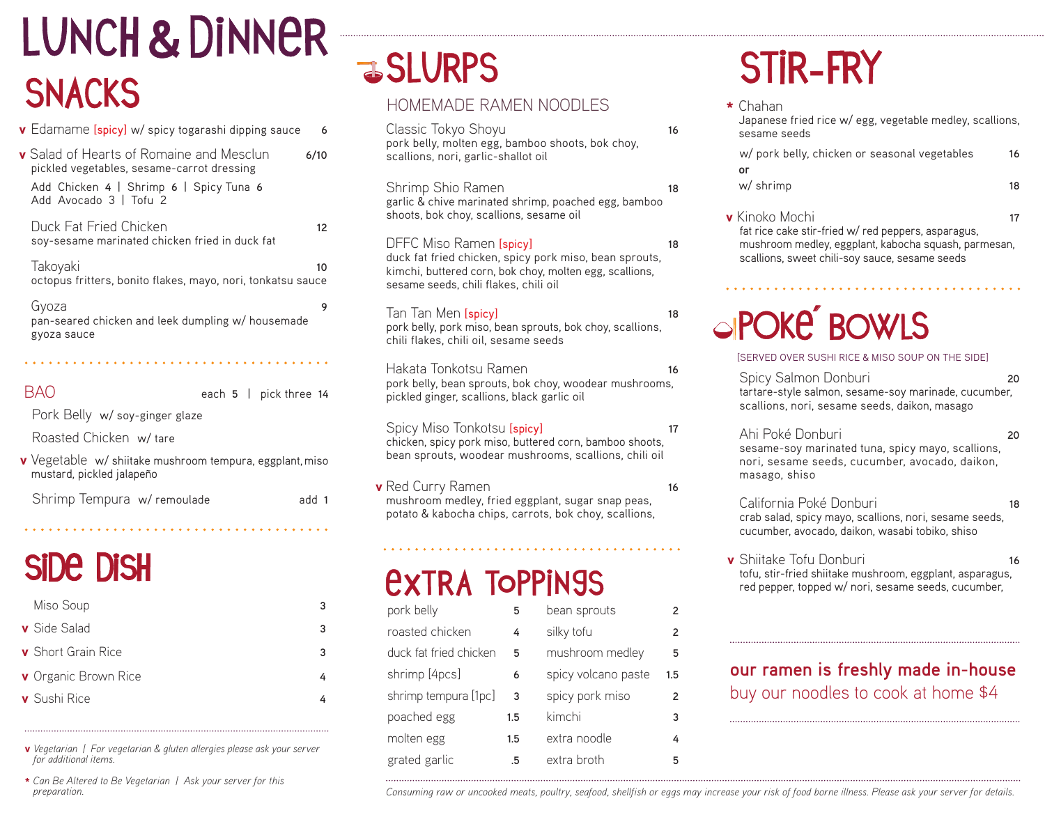# LUNCH & DINNER

## SNACKS

**v** Edamame [spicy] w/ spicy togarashi dipping sauce 6

**v** Salad of Hearts of Romaine and Mesclun 6/10
pickled vegetables, sesame-carrot dressing
Add Chicken 4 | Shrimp 6 | Spicy Tuna 6
Add Avocado 3 | Tofu 2

Duck Fat Fried Chicken 12
soy-sesame marinated chicken fried in duck fat

Takoyaki 10
octopus fritters, bonito flakes, mayo, nori, tonkatsu sauce

Gyoza 9
pan-seared chicken and leek dumpling w/ housemade gyoza sauce

### BAO

each 5 | pick three 14

Pork Belly w/ soy-ginger glaze

Roasted Chicken w/ tare

**v** Vegetable w/ shiitake mushroom tempura, eggplant, miso mustard, pickled jalapeño

Shrimp Tempura w/ remoulade add 1

## SIDE DISH

| | |
|---|---|
| Miso Soup | 3 |
| **v** Side Salad | 3 |
| **v** Short Grain Rice | 3 |
| **v** Organic Brown Rice | 4 |
| **v** Sushi Rice | 4 |

*v Vegetarian | For vegetarian & gluten allergies please ask your server for additional items.*

*\* Can Be Altered to Be Vegetarian | Ask your server for this preparation.*

## SLURPS

### HOMEMADE RAMEN NOODLES

Classic Tokyo Shoyu 16
pork belly, molten egg, bamboo shoots, bok choy, scallions, nori, garlic-shallot oil

Shrimp Shio Ramen 18
garlic & chive marinated shrimp, poached egg, bamboo shoots, bok choy, scallions, sesame oil

DFFC Miso Ramen [spicy] 18
duck fat fried chicken, spicy pork miso, bean sprouts, kimchi, buttered corn, bok choy, molten egg, scallions, sesame seeds, chili flakes, chili oil

Tan Tan Men [spicy] 18
pork belly, pork miso, bean sprouts, bok choy, scallions, chili flakes, chili oil, sesame seeds

Hakata Tonkotsu Ramen 16
pork belly, bean sprouts, bok choy, woodear mushrooms, pickled ginger, scallions, black garlic oil

Spicy Miso Tonkotsu [spicy] 17
chicken, spicy pork miso, buttered corn, bamboo shoots, bean sprouts, woodear mushrooms, scallions, chili oil

**v** Red Curry Ramen 16
mushroom medley, fried eggplant, sugar snap peas, potato & kabocha chips, carrots, bok choy, scallions,

## EXTRA TOPPINGS

| | | | |
|---|---|---|---|
| pork belly | 5 | bean sprouts | 2 |
| roasted chicken | 4 | silky tofu | 2 |
| duck fat fried chicken | 5 | mushroom medley | 5 |
| shrimp [4pcs] | 6 | spicy volcano paste | 1.5 |
| shrimp tempura [1pc] | 3 | spicy pork miso | 2 |
| poached egg | 1.5 | kimchi | 3 |
| molten egg | 1.5 | extra noodle | 4 |
| grated garlic | .5 | extra broth | 5 |

## STIR-FRY

**\*** Chahan
Japanese fried rice w/ egg, vegetable medley, scallions, sesame seeds
w/ pork belly, chicken or seasonal vegetables 16
or
w/ shrimp 18

**v** Kinoko Mochi 17
fat rice cake stir-fried w/ red peppers, asparagus, mushroom medley, eggplant, kabocha squash, parmesan, scallions, sweet chili-soy sauce, sesame seeds

## POKÉ BOWLS

[SERVED OVER SUSHI RICE & MISO SOUP ON THE SIDE]

Spicy Salmon Donburi 20
tartare-style salmon, sesame-soy marinade, cucumber, scallions, nori, sesame seeds, daikon, masago

Ahi Poké Donburi 20
sesame-soy marinated tuna, spicy mayo, scallions, nori, sesame seeds, cucumber, avocado, daikon, masago, shiso

California Poké Donburi 18
crab salad, spicy mayo, scallions, nori, sesame seeds, cucumber, avocado, daikon, wasabi tobiko, shiso

**v** Shiitake Tofu Donburi 16
tofu, stir-fried shiitake mushroom, eggplant, asparagus, red pepper, topped w/ nori, sesame seeds, cucumber,

**our ramen is freshly made in-house**
buy our noodles to cook at home $4

*Consuming raw or uncooked meats, poultry, seafood, shellfish or eggs may increase your risk of food borne illness. Please ask your server for details.*